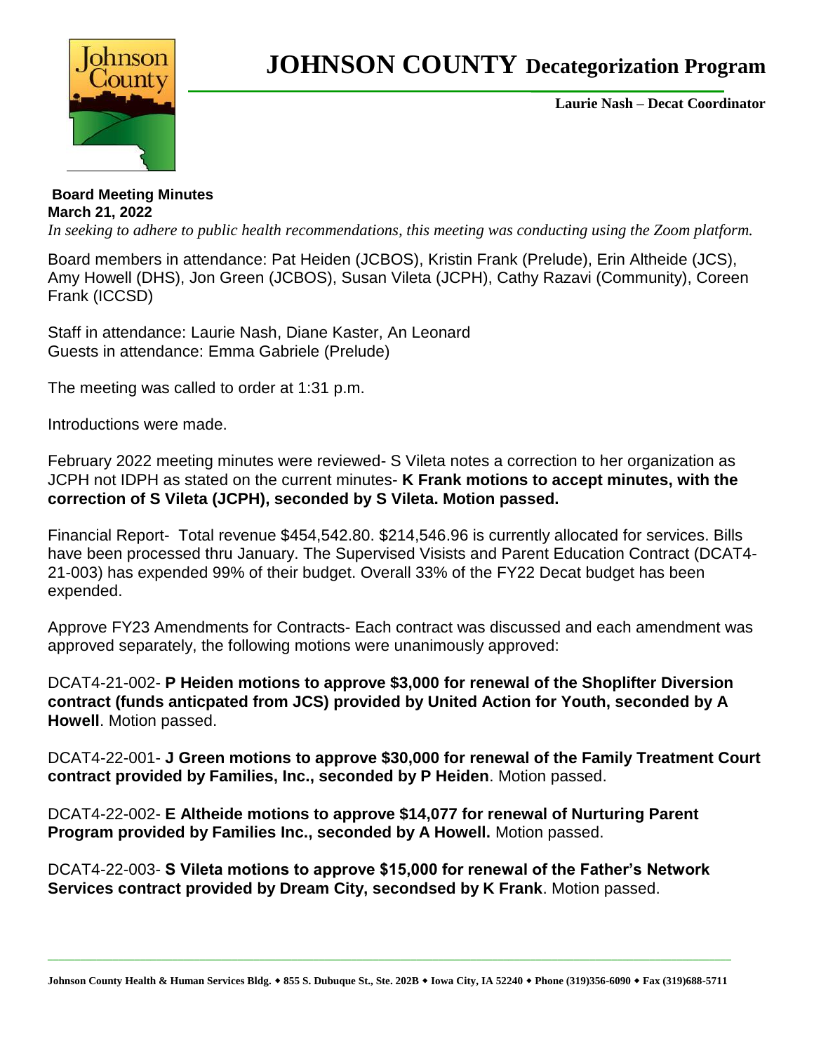# JOHNSON COUNTY Decategorization Program

**Laurie Nash – Decat Coordinator**

**Board Meeting Minutes**
**March 21, 2022**
*In seeking to adhere to public health recommendations, this meeting was conducting using the Zoom platform.*

Board members in attendance: Pat Heiden (JCBOS), Kristin Frank (Prelude), Erin Altheide (JCS), Amy Howell (DHS), Jon Green (JCBOS), Susan Vileta (JCPH), Cathy Razavi (Community), Coreen Frank (ICCSD)

Staff in attendance: Laurie Nash, Diane Kaster, An Leonard
Guests in attendance: Emma Gabriele (Prelude)

The meeting was called to order at 1:31 p.m.

Introductions were made.

February 2022 meeting minutes were reviewed- S Vileta notes a correction to her organization as JCPH not IDPH as stated on the current minutes- **K Frank motions to accept minutes, with the correction of S Vileta (JCPH), seconded by S Vileta. Motion passed.**

Financial Report- Total revenue $454,542.80. $214,546.96 is currently allocated for services. Bills have been processed thru January. The Supervised Visists and Parent Education Contract (DCAT4-21-003) has expended 99% of their budget. Overall 33% of the FY22 Decat budget has been expended.

Approve FY23 Amendments for Contracts- Each contract was discussed and each amendment was approved separately, the following motions were unanimously approved:

DCAT4-21-002- **P Heiden motions to approve $3,000 for renewal of the Shoplifter Diversion contract (funds anticpated from JCS) provided by United Action for Youth, seconded by A Howell**. Motion passed.

DCAT4-22-001- **J Green motions to approve $30,000 for renewal of the Family Treatment Court contract provided by Families, Inc., seconded by P Heiden**. Motion passed.

DCAT4-22-002- **E Altheide motions to approve $14,077 for renewal of Nurturing Parent Program provided by Families Inc., seconded by A Howell.** Motion passed.

DCAT4-22-003- **S Vileta motions to approve $15,000 for renewal of the Father's Network Services contract provided by Dream City, secondsed by K Frank**. Motion passed.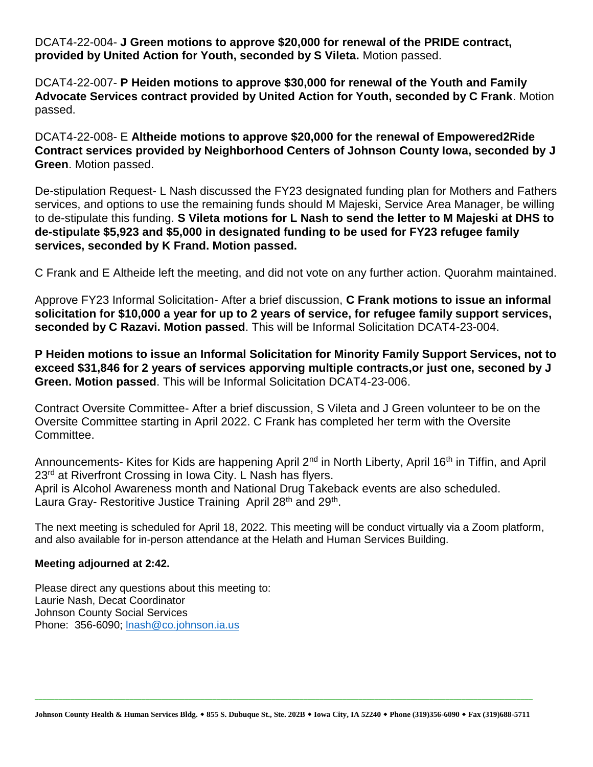DCAT4-22-004- **J Green motions to approve $20,000 for renewal of the PRIDE contract, provided by United Action for Youth, seconded by S Vileta.** Motion passed.

DCAT4-22-007- **P Heiden motions to approve $30,000 for renewal of the Youth and Family Advocate Services contract provided by United Action for Youth, seconded by C Frank**. Motion passed.

DCAT4-22-008- E **Altheide motions to approve $20,000 for the renewal of Empowered2Ride Contract services provided by Neighborhood Centers of Johnson County Iowa, seconded by J Green**. Motion passed.

De-stipulation Request- L Nash discussed the FY23 designated funding plan for Mothers and Fathers services, and options to use the remaining funds should M Majeski, Service Area Manager, be willing to de-stipulate this funding. **S Vileta motions for L Nash to send the letter to M Majeski at DHS to de-stipulate $5,923 and $5,000 in designated funding to be used for FY23 refugee family services, seconded by K Frand. Motion passed.**

C Frank and E Altheide left the meeting, and did not vote on any further action. Quorahm maintained.

Approve FY23 Informal Solicitation- After a brief discussion, **C Frank motions to issue an informal solicitation for $10,000 a year for up to 2 years of service, for refugee family support services, seconded by C Razavi. Motion passed**. This will be Informal Solicitation DCAT4-23-004.

**P Heiden motions to issue an Informal Solicitation for Minority Family Support Services, not to exceed $31,846 for 2 years of services apporving multiple contracts,or just one, seconed by J Green. Motion passed**. This will be Informal Solicitation DCAT4-23-006.

Contract Oversite Committee- After a brief discussion, S Vileta and J Green volunteer to be on the Oversite Committee starting in April 2022. C Frank has completed her term with the Oversite Committee.

Announcements- Kites for Kids are happening April 2nd in North Liberty, April 16th in Tiffin, and April 23rd at Riverfront Crossing in Iowa City. L Nash has flyers.
April is Alcohol Awareness month and National Drug Takeback events are also scheduled.
Laura Gray- Restoritive Justice Training April 28th and 29th.

The next meeting is scheduled for April 18, 2022. This meeting will be conduct virtually via a Zoom platform, and also available for in-person attendance at the Helath and Human Services Building.

**Meeting adjourned at 2:42.**

Please direct any questions about this meeting to:
Laurie Nash, Decat Coordinator
Johnson County Social Services
Phone: 356-6090; lnash@co.johnson.ia.us